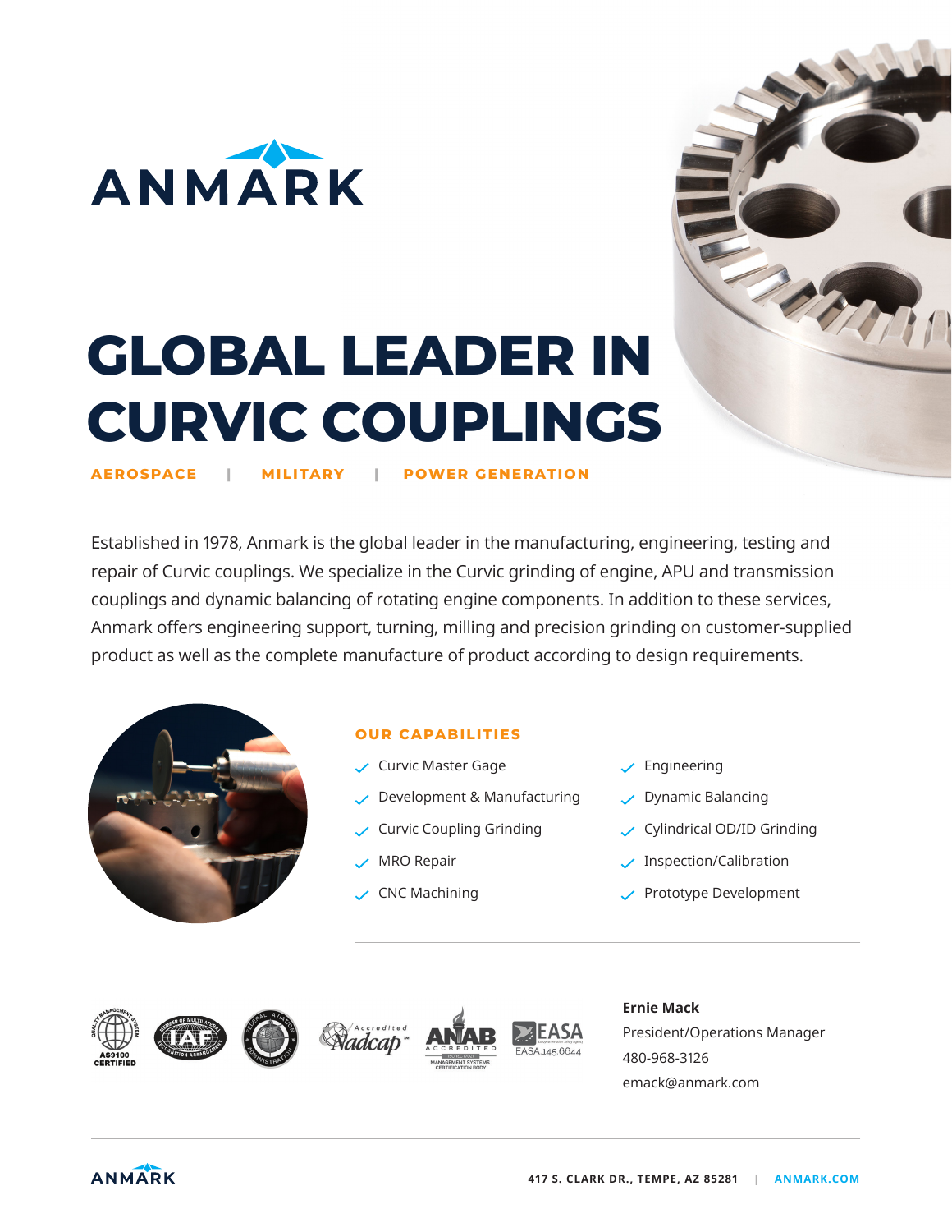# ANMARK

# GLOBAL LEADER IN CURVIC COUPLINGS

**AEROSPACE | MILITARY | POWER GENERATION**

Established in 1978, Anmark is the global leader in the manufacturing, engineering, testing and repair of Curvic couplings. We specialize in the Curvic grinding of engine, APU and transmission couplings and dynamic balancing of rotating engine components. In addition to these services, Anmark offers engineering support, turning, milling and precision grinding on customer-supplied product as well as the complete manufacture of product according to design requirements.

## OUR CAPABILITIES

- Curvic Master Gage
- Development & Manufacturing
- Curvic Coupling Grinding
- MRO Repair
- CNC Machining
- Engineering
- Dynamic Balancing
- Cylindrical OD/ID Grinding
- Inspection/Calibration
- Prototype Development

AS9100 CERTIFIED | IAF | Federal Aviation Administration | Accredited Nadcap | ANAB Accredited | EASA 145.6644

**Ernie Mack**
President/Operations Manager
480-968-3126
emack@anmark.com

417 S. CLARK DR., TEMPE, AZ 85281 | ANMARK.COM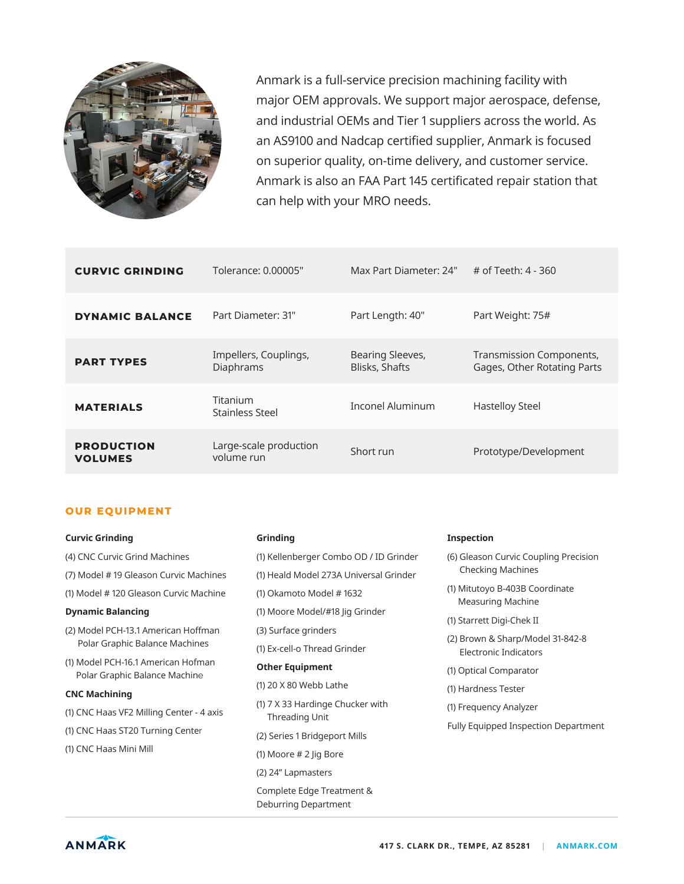Anmark is a full-service precision machining facility with major OEM approvals. We support major aerospace, defense, and industrial OEMs and Tier 1 suppliers across the world. As an AS9100 and Nadcap certified supplier, Anmark is focused on superior quality, on-time delivery, and customer service. Anmark is also an FAA Part 145 certificated repair station that can help with your MRO needs.

| | | | |
|---|---|---|---|
| **CURVIC GRINDING** | Tolerance: 0.00005" | Max Part Diameter: 24" | # of Teeth: 4 - 360 |
| **DYNAMIC BALANCE** | Part Diameter: 31" | Part Length: 40" | Part Weight: 75# |
| **PART TYPES** | Impellers, Couplings, Diaphrams | Bearing Sleeves, Blisks, Shafts | Transmission Components, Gages, Other Rotating Parts |
| **MATERIALS** | Titanium Stainless Steel | Inconel Aluminum | Hastelloy Steel |
| **PRODUCTION VOLUMES** | Large-scale production volume run | Short run | Prototype/Development |

## OUR EQUIPMENT

**Curvic Grinding**

(4) CNC Curvic Grind Machines

(7) Model # 19 Gleason Curvic Machines

(1) Model # 120 Gleason Curvic Machine

**Dynamic Balancing**

(2) Model PCH-13.1 American Hoffman Polar Graphic Balance Machines

(1) Model PCH-16.1 American Hofman Polar Graphic Balance Machine

**CNC Machining**

(1) CNC Haas VF2 Milling Center - 4 axis

(1) CNC Haas ST20 Turning Center

(1) CNC Haas Mini Mill

**Grinding**

(1) Kellenberger Combo OD / ID Grinder

(1) Heald Model 273A Universal Grinder

(1) Okamoto Model # 1632

(1) Moore Model/#18 Jig Grinder

(3) Surface grinders

(1) Ex-cell-o Thread Grinder

**Other Equipment**

(1) 20 X 80 Webb Lathe

(1) 7 X 33 Hardinge Chucker with Threading Unit

(2) Series 1 Bridgeport Mills

(1) Moore # 2 Jig Bore

(2) 24" Lapmasters

Complete Edge Treatment & Deburring Department

**Inspection**

(6) Gleason Curvic Coupling Precision Checking Machines

(1) Mitutoyo B-403B Coordinate Measuring Machine

(1) Starrett Digi-Chek II

(2) Brown & Sharp/Model 31-842-8 Electronic Indicators

(1) Optical Comparator

(1) Hardness Tester

(1) Frequency Analyzer

Fully Equipped Inspection Department

ANMARK

417 S. CLARK DR., TEMPE, AZ 85281 | ANMARK.COM